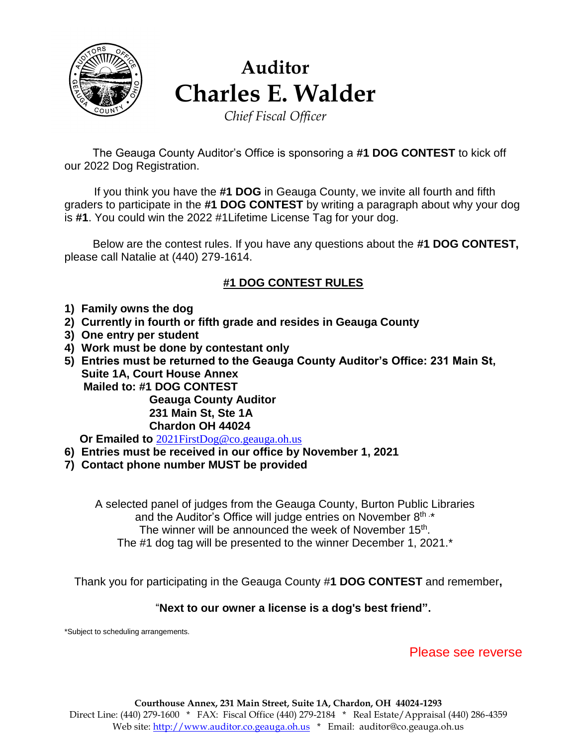# Auditor
# Charles E. Walder

*Chief Fiscal Officer*

The Geauga County Auditor's Office is sponsoring a **#1 DOG CONTEST** to kick off our 2022 Dog Registration.

If you think you have the **#1 DOG** in Geauga County, we invite all fourth and fifth graders to participate in the **#1 DOG CONTEST** by writing a paragraph about why your dog is **#1**. You could win the 2022 #1Lifetime License Tag for your dog.

Below are the contest rules. If you have any questions about the **#1 DOG CONTEST,** please call Natalie at (440) 279-1614.

## #1 DOG CONTEST RULES

1) **Family owns the dog**
2) **Currently in fourth or fifth grade and resides in Geauga County**
3) **One entry per student**
4) **Work must be done by contestant only**
5) **Entries must be returned to the Geauga County Auditor's Office: 231 Main St, Suite 1A, Court House Annex**
   **Mailed to: #1 DOG CONTEST**
   **Geauga County Auditor**
   **231 Main St, Ste 1A**
   **Chardon OH 44024**
   **Or Emailed to** 2021FirstDog@co.geauga.oh.us
6) **Entries must be received in our office by November 1, 2021**
7) **Contact phone number MUST be provided**

A selected panel of judges from the Geauga County, Burton Public Libraries and the Auditor's Office will judge entries on November 8th.*
The winner will be announced the week of November 15th.
The #1 dog tag will be presented to the winner December 1, 2021.*

Thank you for participating in the Geauga County #**1 DOG CONTEST** and remember**,**

"**Next to our owner a license is a dog's best friend".**

*Subject to scheduling arrangements.

Please see reverse

**Courthouse Annex, 231 Main Street, Suite 1A, Chardon, OH 44024-1293**
Direct Line: (440) 279-1600 * FAX: Fiscal Office (440) 279-2184 * Real Estate/Appraisal (440) 286-4359
Web site: http://www.auditor.co.geauga.oh.us * Email: auditor@co.geauga.oh.us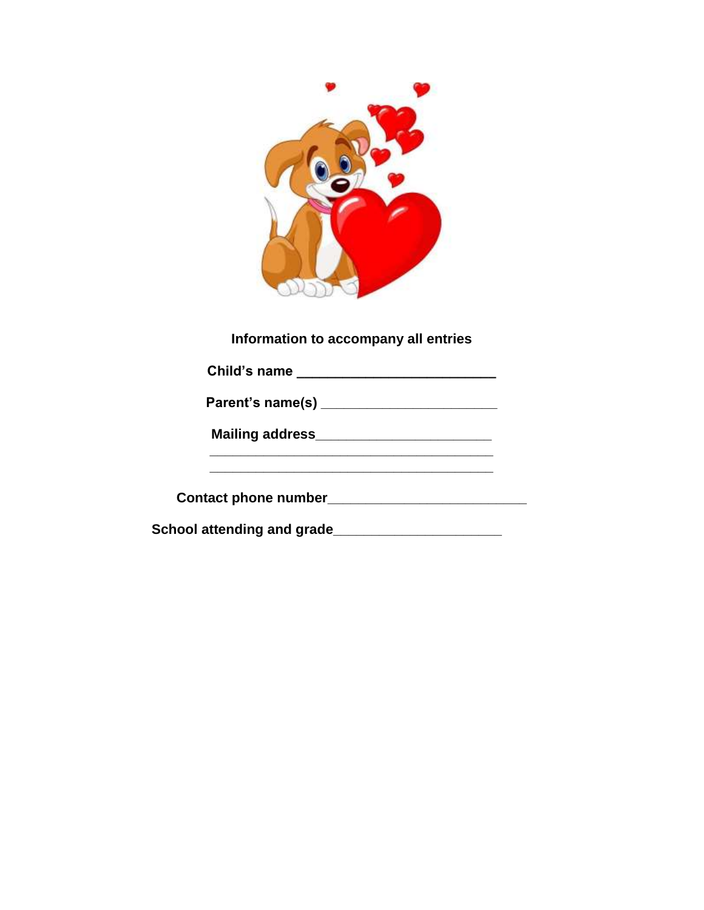**Information to accompany all entries**

**Child's name** _________________________

**Parent's name(s)** _______________________

**Mailing address**______________________

____________________________________

____________________________________

**Contact phone number**_________________________

**School attending and grade**_____________________